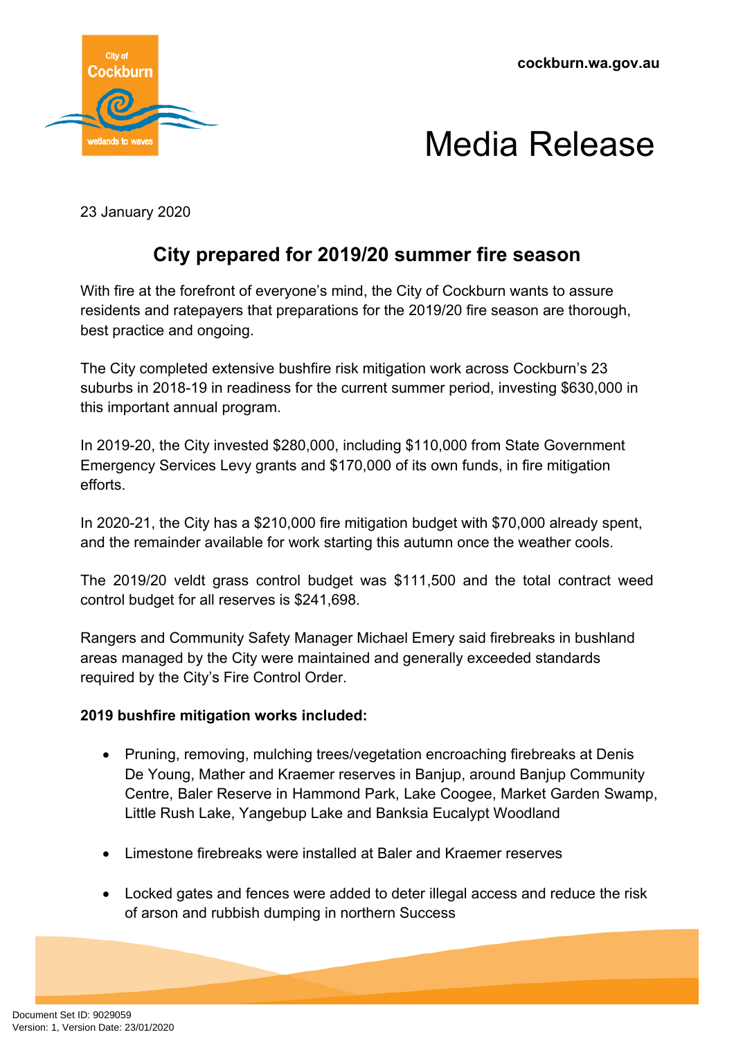cockburn.wa.gov.au

# Media Release

23 January 2020

## City prepared for 2019/20 summer fire season

With fire at the forefront of everyone's mind, the City of Cockburn wants to assure residents and ratepayers that preparations for the 2019/20 fire season are thorough, best practice and ongoing.

The City completed extensive bushfire risk mitigation work across Cockburn's 23 suburbs in 2018-19 in readiness for the current summer period, investing $630,000 in this important annual program.

In 2019-20, the City invested $280,000, including $110,000 from State Government Emergency Services Levy grants and $170,000 of its own funds, in fire mitigation efforts.

In 2020-21, the City has a $210,000 fire mitigation budget with $70,000 already spent, and the remainder available for work starting this autumn once the weather cools.

The 2019/20 veldt grass control budget was $111,500 and the total contract weed control budget for all reserves is $241,698.

Rangers and Community Safety Manager Michael Emery said firebreaks in bushland areas managed by the City were maintained and generally exceeded standards required by the City's Fire Control Order.

**2019 bushfire mitigation works included:**

- Pruning, removing, mulching trees/vegetation encroaching firebreaks at Denis De Young, Mather and Kraemer reserves in Banjup, around Banjup Community Centre, Baler Reserve in Hammond Park, Lake Coogee, Market Garden Swamp, Little Rush Lake, Yangebup Lake and Banksia Eucalypt Woodland
- Limestone firebreaks were installed at Baler and Kraemer reserves
- Locked gates and fences were added to deter illegal access and reduce the risk of arson and rubbish dumping in northern Success

Document Set ID: 9029059
Version: 1, Version Date: 23/01/2020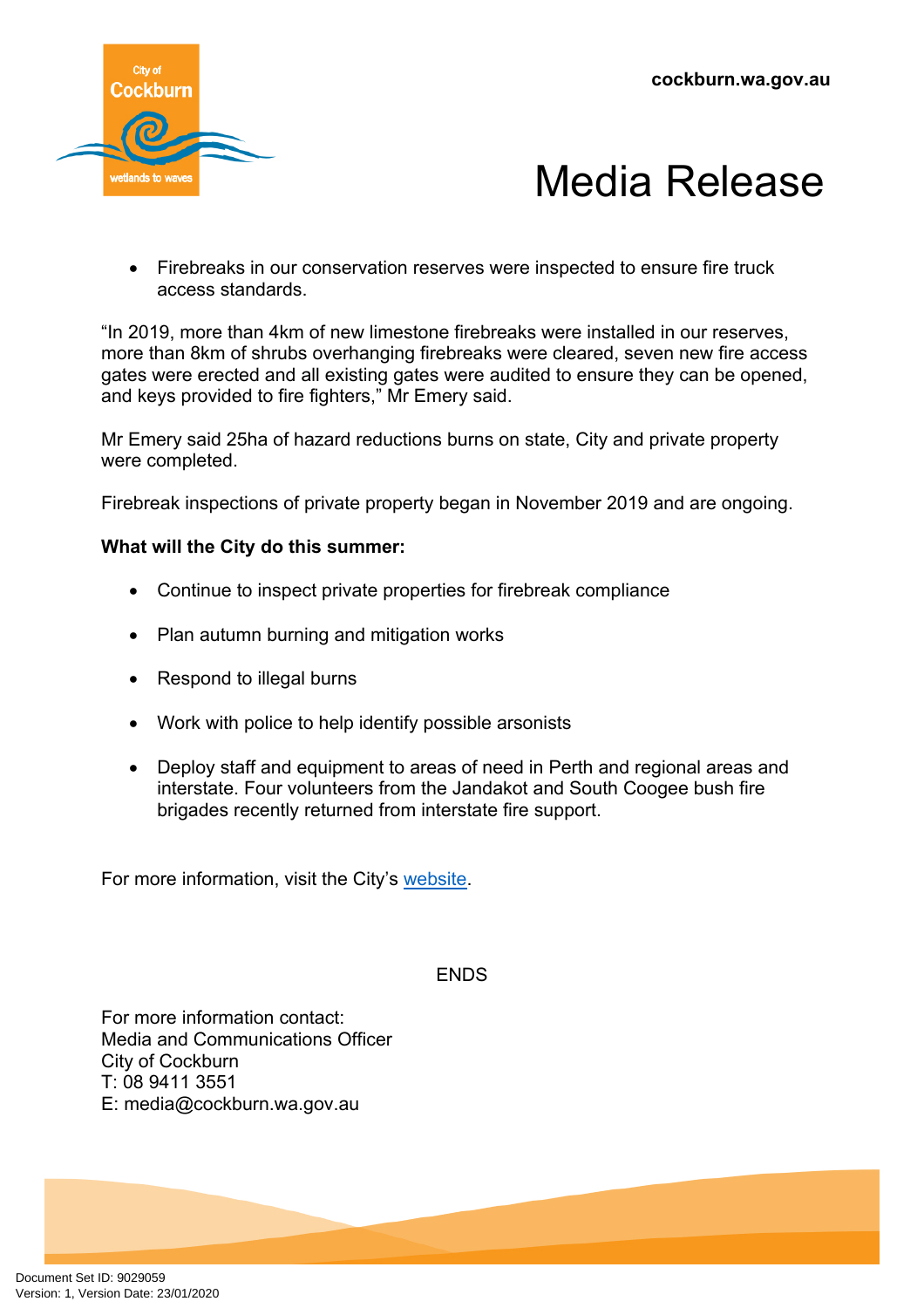- Firebreaks in our conservation reserves were inspected to ensure fire truck access standards.

"In 2019, more than 4km of new limestone firebreaks were installed in our reserves, more than 8km of shrubs overhanging firebreaks were cleared, seven new fire access gates were erected and all existing gates were audited to ensure they can be opened, and keys provided to fire fighters," Mr Emery said.

Mr Emery said 25ha of hazard reductions burns on state, City and private property were completed.

Firebreak inspections of private property began in November 2019 and are ongoing.

**What will the City do this summer:**

- Continue to inspect private properties for firebreak compliance
- Plan autumn burning and mitigation works
- Respond to illegal burns
- Work with police to help identify possible arsonists
- Deploy staff and equipment to areas of need in Perth and regional areas and interstate. Four volunteers from the Jandakot and South Coogee bush fire brigades recently returned from interstate fire support.

For more information, visit the City's website.

ENDS

For more information contact:
Media and Communications Officer
City of Cockburn
T: 08 9411 3551
E: media@cockburn.wa.gov.au

Document Set ID: 9029059
Version: 1, Version Date: 23/01/2020